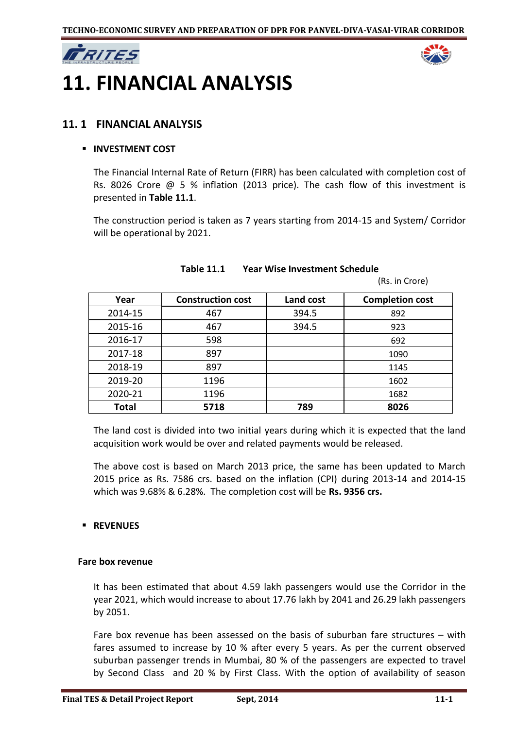# 11. FINANCIAL ANALYSIS

## 11. 1 FINANCIAL ANALYSIS

- **INVESTMENT COST**

The Financial Internal Rate of Return (FIRR) has been calculated with completion cost of Rs. 8026 Crore @ 5 % inflation (2013 price). The cash flow of this investment is presented in **Table 11.1**.

The construction period is taken as 7 years starting from 2014-15 and System/ Corridor will be operational by 2021.

**Table 11.1 Year Wise Investment Schedule**

(Rs. in Crore)

| Year | Construction cost | Land cost | Completion cost |
|---|---|---|---|
| 2014-15 | 467 | 394.5 | 892 |
| 2015-16 | 467 | 394.5 | 923 |
| 2016-17 | 598 | | 692 |
| 2017-18 | 897 | | 1090 |
| 2018-19 | 897 | | 1145 |
| 2019-20 | 1196 | | 1602 |
| 2020-21 | 1196 | | 1682 |
| **Total** | **5718** | **789** | **8026** |

The land cost is divided into two initial years during which it is expected that the land acquisition work would be over and related payments would be released.

The above cost is based on March 2013 price, the same has been updated to March 2015 price as Rs. 7586 crs. based on the inflation (CPI) during 2013-14 and 2014-15 which was 9.68% & 6.28%. The completion cost will be **Rs. 9356 crs.**

- **REVENUES**

**Fare box revenue**

It has been estimated that about 4.59 lakh passengers would use the Corridor in the year 2021, which would increase to about 17.76 lakh by 2041 and 26.29 lakh passengers by 2051.

Fare box revenue has been assessed on the basis of suburban fare structures – with fares assumed to increase by 10 % after every 5 years. As per the current observed suburban passenger trends in Mumbai, 80 % of the passengers are expected to travel by Second Class and 20 % by First Class. With the option of availability of season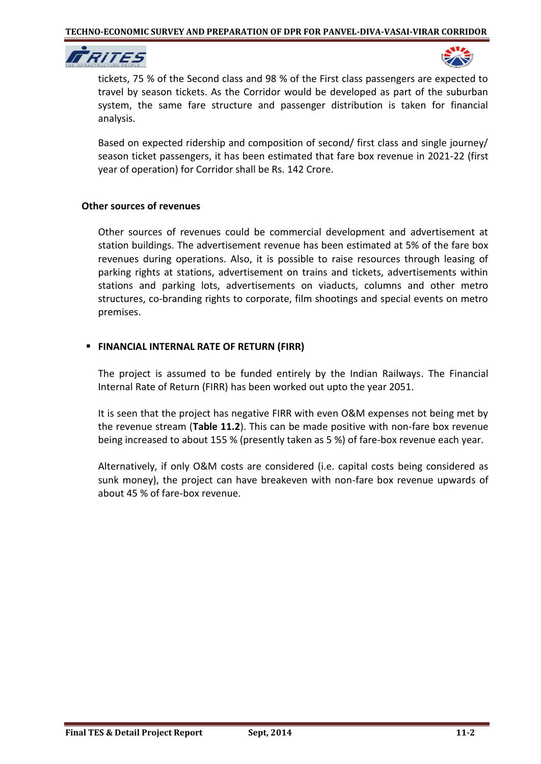tickets, 75 % of the Second class and 98 % of the First class passengers are expected to travel by season tickets. As the Corridor would be developed as part of the suburban system, the same fare structure and passenger distribution is taken for financial analysis.

Based on expected ridership and composition of second/ first class and single journey/ season ticket passengers, it has been estimated that fare box revenue in 2021-22 (first year of operation) for Corridor shall be Rs. 142 Crore.

**Other sources of revenues**

Other sources of revenues could be commercial development and advertisement at station buildings. The advertisement revenue has been estimated at 5% of the fare box revenues during operations. Also, it is possible to raise resources through leasing of parking rights at stations, advertisement on trains and tickets, advertisements within stations and parking lots, advertisements on viaducts, columns and other metro structures, co-branding rights to corporate, film shootings and special events on metro premises.

- **FINANCIAL INTERNAL RATE OF RETURN (FIRR)**

The project is assumed to be funded entirely by the Indian Railways. The Financial Internal Rate of Return (FIRR) has been worked out upto the year 2051.

It is seen that the project has negative FIRR with even O&M expenses not being met by the revenue stream (**Table 11.2**). This can be made positive with non-fare box revenue being increased to about 155 % (presently taken as 5 %) of fare-box revenue each year.

Alternatively, if only O&M costs are considered (i.e. capital costs being considered as sunk money), the project can have breakeven with non-fare box revenue upwards of about 45 % of fare-box revenue.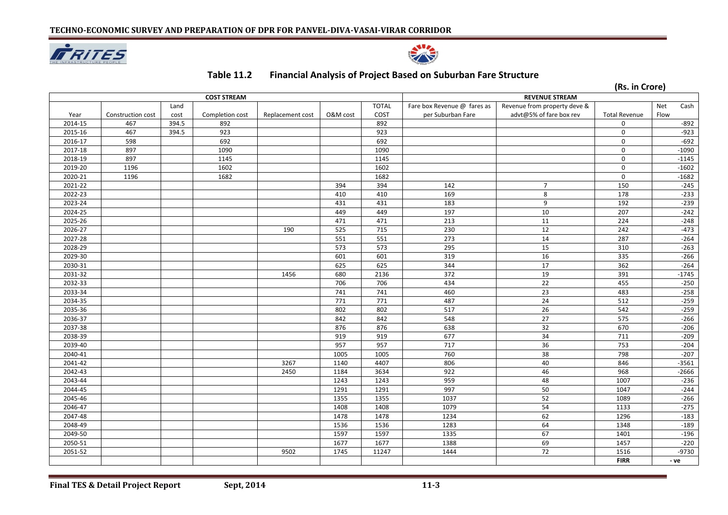## Table 11.2 Financial Analysis of Project Based on Suburban Fare Structure

**(Rs. in Crore)**

| COST STREAM | | | | | | | REVENUE STREAM | | | |
|---|---|---|---|---|---|---|---|---|---|---|
| Year | Construction cost | Land cost | Completion cost | Replacement cost | O&M cost | TOTAL COST | Fare box Revenue @ fares as per Suburban Fare | Revenue from property deve & advt@5% of fare box rev | Total Revenue | Net Cash Flow |
| 2014-15 | 467 | 394.5 | 892 | | | 892 | | | 0 | -892 |
| 2015-16 | 467 | 394.5 | 923 | | | 923 | | | 0 | -923 |
| 2016-17 | 598 | | 692 | | | 692 | | | 0 | -692 |
| 2017-18 | 897 | | 1090 | | | 1090 | | | 0 | -1090 |
| 2018-19 | 897 | | 1145 | | | 1145 | | | 0 | -1145 |
| 2019-20 | 1196 | | 1602 | | | 1602 | | | 0 | -1602 |
| 2020-21 | 1196 | | 1682 | | | 1682 | | | 0 | -1682 |
| 2021-22 | | | | | 394 | 394 | 142 | 7 | 150 | -245 |
| 2022-23 | | | | | 410 | 410 | 169 | 8 | 178 | -233 |
| 2023-24 | | | | | 431 | 431 | 183 | 9 | 192 | -239 |
| 2024-25 | | | | | 449 | 449 | 197 | 10 | 207 | -242 |
| 2025-26 | | | | | 471 | 471 | 213 | 11 | 224 | -248 |
| 2026-27 | | | | 190 | 525 | 715 | 230 | 12 | 242 | -473 |
| 2027-28 | | | | | 551 | 551 | 273 | 14 | 287 | -264 |
| 2028-29 | | | | | 573 | 573 | 295 | 15 | 310 | -263 |
| 2029-30 | | | | | 601 | 601 | 319 | 16 | 335 | -266 |
| 2030-31 | | | | | 625 | 625 | 344 | 17 | 362 | -264 |
| 2031-32 | | | | 1456 | 680 | 2136 | 372 | 19 | 391 | -1745 |
| 2032-33 | | | | | 706 | 706 | 434 | 22 | 455 | -250 |
| 2033-34 | | | | | 741 | 741 | 460 | 23 | 483 | -258 |
| 2034-35 | | | | | 771 | 771 | 487 | 24 | 512 | -259 |
| 2035-36 | | | | | 802 | 802 | 517 | 26 | 542 | -259 |
| 2036-37 | | | | | 842 | 842 | 548 | 27 | 575 | -266 |
| 2037-38 | | | | | 876 | 876 | 638 | 32 | 670 | -206 |
| 2038-39 | | | | | 919 | 919 | 677 | 34 | 711 | -209 |
| 2039-40 | | | | | 957 | 957 | 717 | 36 | 753 | -204 |
| 2040-41 | | | | | 1005 | 1005 | 760 | 38 | 798 | -207 |
| 2041-42 | | | | 3267 | 1140 | 4407 | 806 | 40 | 846 | -3561 |
| 2042-43 | | | | 2450 | 1184 | 3634 | 922 | 46 | 968 | -2666 |
| 2043-44 | | | | | 1243 | 1243 | 959 | 48 | 1007 | -236 |
| 2044-45 | | | | | 1291 | 1291 | 997 | 50 | 1047 | -244 |
| 2045-46 | | | | | 1355 | 1355 | 1037 | 52 | 1089 | -266 |
| 2046-47 | | | | | 1408 | 1408 | 1079 | 54 | 1133 | -275 |
| 2047-48 | | | | | 1478 | 1478 | 1234 | 62 | 1296 | -183 |
| 2048-49 | | | | | 1536 | 1536 | 1283 | 64 | 1348 | -189 |
| 2049-50 | | | | | 1597 | 1597 | 1335 | 67 | 1401 | -196 |
| 2050-51 | | | | | 1677 | 1677 | 1388 | 69 | 1457 | -220 |
| 2051-52 | | | | 9502 | 1745 | 11247 | 1444 | 72 | 1516 | -9730 |
| | | | | | | | | | **FIRR** | **- ve** |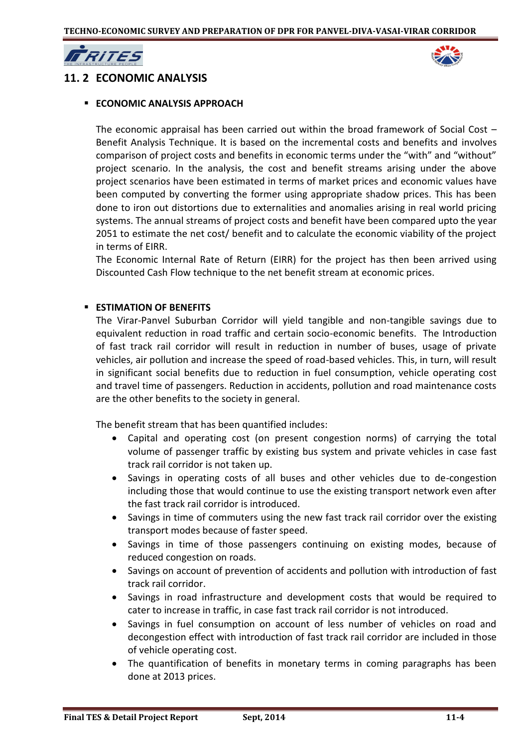## 11. 2 ECONOMIC ANALYSIS

- **ECONOMIC ANALYSIS APPROACH**

The economic appraisal has been carried out within the broad framework of Social Cost – Benefit Analysis Technique. It is based on the incremental costs and benefits and involves comparison of project costs and benefits in economic terms under the "with" and "without" project scenario. In the analysis, the cost and benefit streams arising under the above project scenarios have been estimated in terms of market prices and economic values have been computed by converting the former using appropriate shadow prices. This has been done to iron out distortions due to externalities and anomalies arising in real world pricing systems. The annual streams of project costs and benefit have been compared upto the year 2051 to estimate the net cost/ benefit and to calculate the economic viability of the project in terms of EIRR.

The Economic Internal Rate of Return (EIRR) for the project has then been arrived using Discounted Cash Flow technique to the net benefit stream at economic prices.

- **ESTIMATION OF BENEFITS**

The Virar-Panvel Suburban Corridor will yield tangible and non-tangible savings due to equivalent reduction in road traffic and certain socio-economic benefits. The Introduction of fast track rail corridor will result in reduction in number of buses, usage of private vehicles, air pollution and increase the speed of road-based vehicles. This, in turn, will result in significant social benefits due to reduction in fuel consumption, vehicle operating cost and travel time of passengers. Reduction in accidents, pollution and road maintenance costs are the other benefits to the society in general.

The benefit stream that has been quantified includes:

- Capital and operating cost (on present congestion norms) of carrying the total volume of passenger traffic by existing bus system and private vehicles in case fast track rail corridor is not taken up.
- Savings in operating costs of all buses and other vehicles due to de-congestion including those that would continue to use the existing transport network even after the fast track rail corridor is introduced.
- Savings in time of commuters using the new fast track rail corridor over the existing transport modes because of faster speed.
- Savings in time of those passengers continuing on existing modes, because of reduced congestion on roads.
- Savings on account of prevention of accidents and pollution with introduction of fast track rail corridor.
- Savings in road infrastructure and development costs that would be required to cater to increase in traffic, in case fast track rail corridor is not introduced.
- Savings in fuel consumption on account of less number of vehicles on road and decongestion effect with introduction of fast track rail corridor are included in those of vehicle operating cost.
- The quantification of benefits in monetary terms in coming paragraphs has been done at 2013 prices.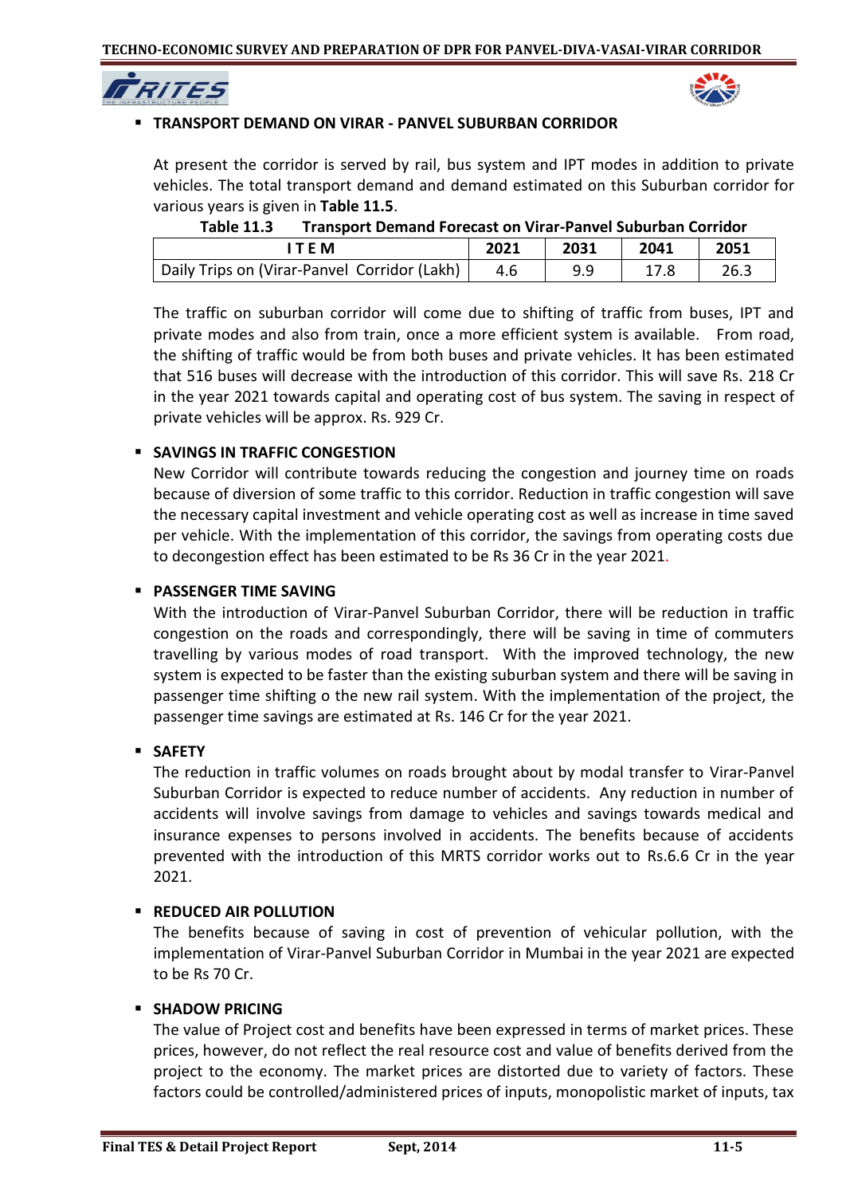- **TRANSPORT DEMAND ON VIRAR - PANVEL SUBURBAN CORRIDOR**

At present the corridor is served by rail, bus system and IPT modes in addition to private vehicles. The total transport demand and demand estimated on this Suburban corridor for various years is given in **Table 11.5**.

**Table 11.3 Transport Demand Forecast on Virar-Panvel Suburban Corridor**

| ITEM | 2021 | 2031 | 2041 | 2051 |
|---|---|---|---|---|
| Daily Trips on (Virar-Panvel Corridor (Lakh) | 4.6 | 9.9 | 17.8 | 26.3 |

The traffic on suburban corridor will come due to shifting of traffic from buses, IPT and private modes and also from train, once a more efficient system is available. From road, the shifting of traffic would be from both buses and private vehicles. It has been estimated that 516 buses will decrease with the introduction of this corridor. This will save Rs. 218 Cr in the year 2021 towards capital and operating cost of bus system. The saving in respect of private vehicles will be approx. Rs. 929 Cr.

- **SAVINGS IN TRAFFIC CONGESTION**

New Corridor will contribute towards reducing the congestion and journey time on roads because of diversion of some traffic to this corridor. Reduction in traffic congestion will save the necessary capital investment and vehicle operating cost as well as increase in time saved per vehicle. With the implementation of this corridor, the savings from operating costs due to decongestion effect has been estimated to be Rs 36 Cr in the year 2021.

- **PASSENGER TIME SAVING**

With the introduction of Virar-Panvel Suburban Corridor, there will be reduction in traffic congestion on the roads and correspondingly, there will be saving in time of commuters travelling by various modes of road transport. With the improved technology, the new system is expected to be faster than the existing suburban system and there will be saving in passenger time shifting o the new rail system. With the implementation of the project, the passenger time savings are estimated at Rs. 146 Cr for the year 2021.

- **SAFETY**

The reduction in traffic volumes on roads brought about by modal transfer to Virar-Panvel Suburban Corridor is expected to reduce number of accidents. Any reduction in number of accidents will involve savings from damage to vehicles and savings towards medical and insurance expenses to persons involved in accidents. The benefits because of accidents prevented with the introduction of this MRTS corridor works out to Rs.6.6 Cr in the year 2021.

- **REDUCED AIR POLLUTION**

The benefits because of saving in cost of prevention of vehicular pollution, with the implementation of Virar-Panvel Suburban Corridor in Mumbai in the year 2021 are expected to be Rs 70 Cr.

- **SHADOW PRICING**

The value of Project cost and benefits have been expressed in terms of market prices. These prices, however, do not reflect the real resource cost and value of benefits derived from the project to the economy. The market prices are distorted due to variety of factors. These factors could be controlled/administered prices of inputs, monopolistic market of inputs, tax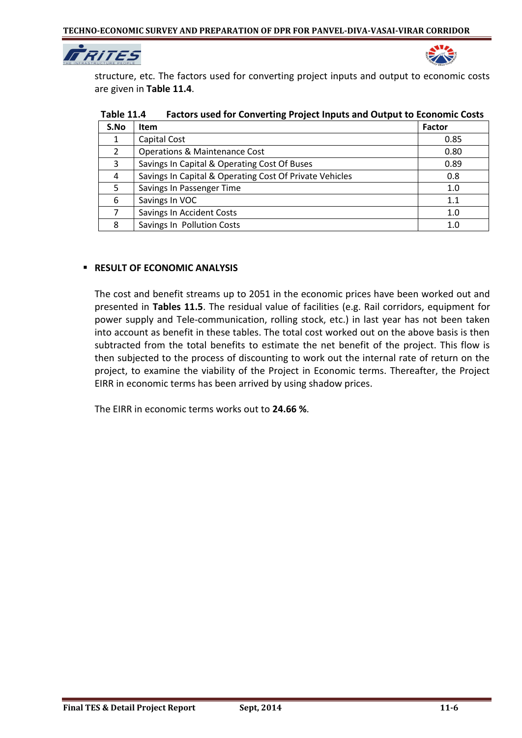structure, etc. The factors used for converting project inputs and output to economic costs are given in **Table 11.4**.

**Table 11.4 Factors used for Converting Project Inputs and Output to Economic Costs**

| S.No | Item | Factor |
|---|---|---|
| 1 | Capital Cost | 0.85 |
| 2 | Operations & Maintenance Cost | 0.80 |
| 3 | Savings In Capital & Operating Cost Of Buses | 0.89 |
| 4 | Savings In Capital & Operating Cost Of Private Vehicles | 0.8 |
| 5 | Savings In Passenger Time | 1.0 |
| 6 | Savings In VOC | 1.1 |
| 7 | Savings In Accident Costs | 1.0 |
| 8 | Savings In Pollution Costs | 1.0 |

- **RESULT OF ECONOMIC ANALYSIS**

The cost and benefit streams up to 2051 in the economic prices have been worked out and presented in **Tables 11.5**. The residual value of facilities (e.g. Rail corridors, equipment for power supply and Tele-communication, rolling stock, etc.) in last year has not been taken into account as benefit in these tables. The total cost worked out on the above basis is then subtracted from the total benefits to estimate the net benefit of the project. This flow is then subjected to the process of discounting to work out the internal rate of return on the project, to examine the viability of the Project in Economic terms. Thereafter, the Project EIRR in economic terms has been arrived by using shadow prices.

The EIRR in economic terms works out to **24.66 %**.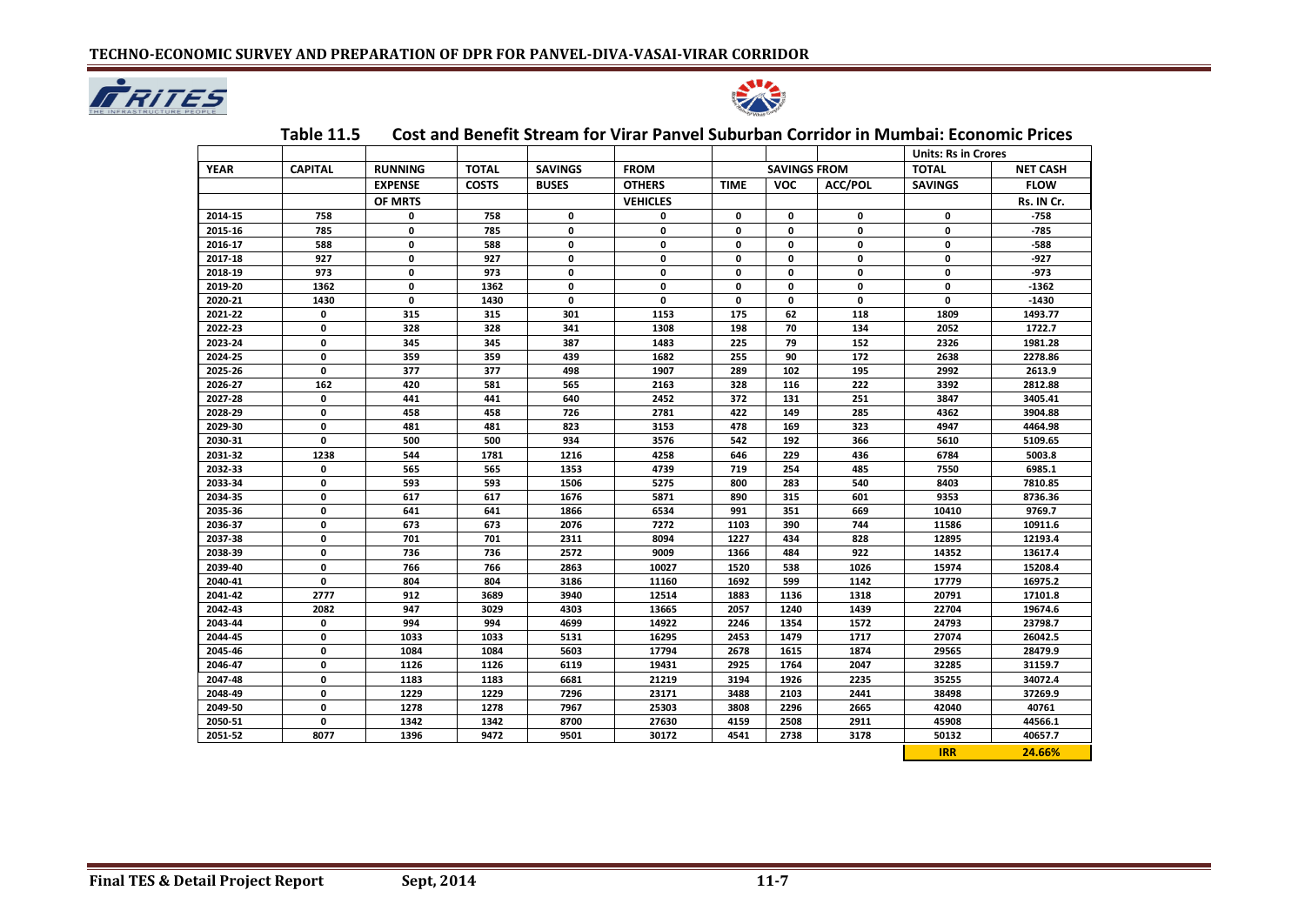### Table 11.5 Cost and Benefit Stream for Virar Panvel Suburban Corridor in Mumbai: Economic Prices

Units: Rs in Crores

| YEAR | CAPITAL | RUNNING EXPENSE OF MRTS | TOTAL COSTS | SAVINGS BUSES | FROM OTHERS VEHICLES | SAVINGS FROM TIME | VOC | ACC/POL | TOTAL SAVINGS | NET CASH FLOW Rs. IN Cr. |
|---|---|---|---|---|---|---|---|---|---|---|
| 2014-15 | 758 | 0 | 758 | 0 | 0 | 0 | 0 | 0 | 0 | -758 |
| 2015-16 | 785 | 0 | 785 | 0 | 0 | 0 | 0 | 0 | 0 | -785 |
| 2016-17 | 588 | 0 | 588 | 0 | 0 | 0 | 0 | 0 | 0 | -588 |
| 2017-18 | 927 | 0 | 927 | 0 | 0 | 0 | 0 | 0 | 0 | -927 |
| 2018-19 | 973 | 0 | 973 | 0 | 0 | 0 | 0 | 0 | 0 | -973 |
| 2019-20 | 1362 | 0 | 1362 | 0 | 0 | 0 | 0 | 0 | 0 | -1362 |
| 2020-21 | 1430 | 0 | 1430 | 0 | 0 | 0 | 0 | 0 | 0 | -1430 |
| 2021-22 | 0 | 315 | 315 | 301 | 1153 | 175 | 62 | 118 | 1809 | 1493.77 |
| 2022-23 | 0 | 328 | 328 | 341 | 1308 | 198 | 70 | 134 | 2052 | 1722.7 |
| 2023-24 | 0 | 345 | 345 | 387 | 1483 | 225 | 79 | 152 | 2326 | 1981.28 |
| 2024-25 | 0 | 359 | 359 | 439 | 1682 | 255 | 90 | 172 | 2638 | 2278.86 |
| 2025-26 | 0 | 377 | 377 | 498 | 1907 | 289 | 102 | 195 | 2992 | 2613.9 |
| 2026-27 | 162 | 420 | 581 | 565 | 2163 | 328 | 116 | 222 | 3392 | 2812.88 |
| 2027-28 | 0 | 441 | 441 | 640 | 2452 | 372 | 131 | 251 | 3847 | 3405.41 |
| 2028-29 | 0 | 458 | 458 | 726 | 2781 | 422 | 149 | 285 | 4362 | 3904.88 |
| 2029-30 | 0 | 481 | 481 | 823 | 3153 | 478 | 169 | 323 | 4947 | 4464.98 |
| 2030-31 | 0 | 500 | 500 | 934 | 3576 | 542 | 192 | 366 | 5610 | 5109.65 |
| 2031-32 | 1238 | 544 | 1781 | 1216 | 4258 | 646 | 229 | 436 | 6784 | 5003.8 |
| 2032-33 | 0 | 565 | 565 | 1353 | 4739 | 719 | 254 | 485 | 7550 | 6985.1 |
| 2033-34 | 0 | 593 | 593 | 1506 | 5275 | 800 | 283 | 540 | 8403 | 7810.85 |
| 2034-35 | 0 | 617 | 617 | 1676 | 5871 | 890 | 315 | 601 | 9353 | 8736.36 |
| 2035-36 | 0 | 641 | 641 | 1866 | 6534 | 991 | 351 | 669 | 10410 | 9769.7 |
| 2036-37 | 0 | 673 | 673 | 2076 | 7272 | 1103 | 390 | 744 | 11586 | 10911.6 |
| 2037-38 | 0 | 701 | 701 | 2311 | 8094 | 1227 | 434 | 828 | 12895 | 12193.4 |
| 2038-39 | 0 | 736 | 736 | 2572 | 9009 | 1366 | 484 | 922 | 14352 | 13617.4 |
| 2039-40 | 0 | 766 | 766 | 2863 | 10027 | 1520 | 538 | 1026 | 15974 | 15208.4 |
| 2040-41 | 0 | 804 | 804 | 3186 | 11160 | 1692 | 599 | 1142 | 17779 | 16975.2 |
| 2041-42 | 2777 | 912 | 3689 | 3940 | 12514 | 1883 | 1136 | 1318 | 20791 | 17101.8 |
| 2042-43 | 2082 | 947 | 3029 | 4303 | 13665 | 2057 | 1240 | 1439 | 22704 | 19674.6 |
| 2043-44 | 0 | 994 | 994 | 4699 | 14922 | 2246 | 1354 | 1572 | 24793 | 23798.7 |
| 2044-45 | 0 | 1033 | 1033 | 5131 | 16295 | 2453 | 1479 | 1717 | 27074 | 26042.5 |
| 2045-46 | 0 | 1084 | 1084 | 5603 | 17794 | 2678 | 1615 | 1874 | 29565 | 28479.9 |
| 2046-47 | 0 | 1126 | 1126 | 6119 | 19431 | 2925 | 1764 | 2047 | 32285 | 31159.7 |
| 2047-48 | 0 | 1183 | 1183 | 6681 | 21219 | 3194 | 1926 | 2235 | 35255 | 34072.4 |
| 2048-49 | 0 | 1229 | 1229 | 7296 | 23171 | 3488 | 2103 | 2441 | 38498 | 37269.9 |
| 2049-50 | 0 | 1278 | 1278 | 7967 | 25303 | 3808 | 2296 | 2665 | 42040 | 40761 |
| 2050-51 | 0 | 1342 | 1342 | 8700 | 27630 | 4159 | 2508 | 2911 | 45908 | 44566.1 |
| 2051-52 | 8077 | 1396 | 9472 | 9501 | 30172 | 4541 | 2738 | 3178 | 50132 | 40657.7 |
| | | | | | | | | | **IRR** | **24.66%** |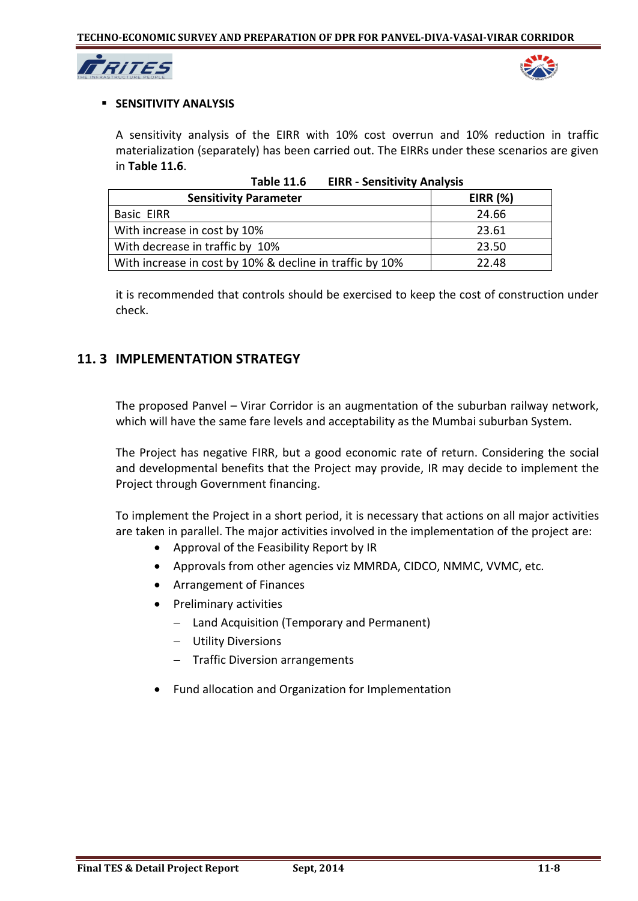- **SENSITIVITY ANALYSIS**

A sensitivity analysis of the EIRR with 10% cost overrun and 10% reduction in traffic materialization (separately) has been carried out. The EIRRs under these scenarios are given in **Table 11.6**.

**Table 11.6 EIRR - Sensitivity Analysis**

| Sensitivity Parameter | EIRR (%) |
|---|---|
| Basic EIRR | 24.66 |
| With increase in cost by 10% | 23.61 |
| With decrease in traffic by 10% | 23.50 |
| With increase in cost by 10% & decline in traffic by 10% | 22.48 |

it is recommended that controls should be exercised to keep the cost of construction under check.

## 11. 3 IMPLEMENTATION STRATEGY

The proposed Panvel – Virar Corridor is an augmentation of the suburban railway network, which will have the same fare levels and acceptability as the Mumbai suburban System.

The Project has negative FIRR, but a good economic rate of return. Considering the social and developmental benefits that the Project may provide, IR may decide to implement the Project through Government financing.

To implement the Project in a short period, it is necessary that actions on all major activities are taken in parallel. The major activities involved in the implementation of the project are:

- Approval of the Feasibility Report by IR
- Approvals from other agencies viz MMRDA, CIDCO, NMMC, VVMC, etc.
- Arrangement of Finances
- Preliminary activities
  - Land Acquisition (Temporary and Permanent)
  - Utility Diversions
  - Traffic Diversion arrangements
- Fund allocation and Organization for Implementation